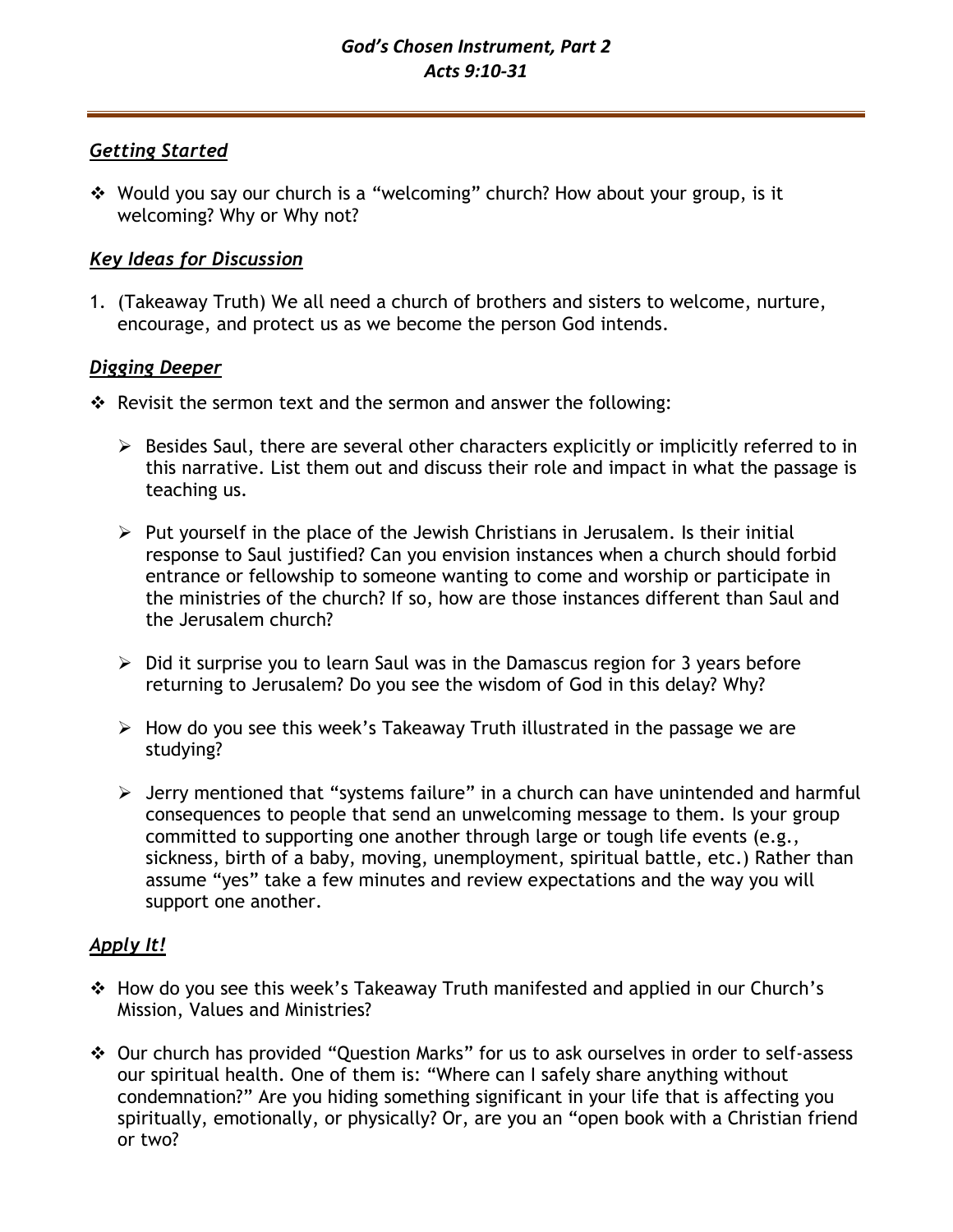## *God's Chosen Instrument, Part 2*
## *Acts 9:10-31*

---

### ***Getting Started***

- Would you say our church is a "welcoming" church? How about your group, is it welcoming? Why or Why not?

### ***Key Ideas for Discussion***

1. (Takeaway Truth) We all need a church of brothers and sisters to welcome, nurture, encourage, and protect us as we become the person God intends.

### ***Digging Deeper***

- Revisit the sermon text and the sermon and answer the following:
  - Besides Saul, there are several other characters explicitly or implicitly referred to in this narrative. List them out and discuss their role and impact in what the passage is teaching us.
  - Put yourself in the place of the Jewish Christians in Jerusalem. Is their initial response to Saul justified? Can you envision instances when a church should forbid entrance or fellowship to someone wanting to come and worship or participate in the ministries of the church? If so, how are those instances different than Saul and the Jerusalem church?
  - Did it surprise you to learn Saul was in the Damascus region for 3 years before returning to Jerusalem? Do you see the wisdom of God in this delay? Why?
  - How do you see this week's Takeaway Truth illustrated in the passage we are studying?
  - Jerry mentioned that "systems failure" in a church can have unintended and harmful consequences to people that send an unwelcoming message to them. Is your group committed to supporting one another through large or tough life events (e.g., sickness, birth of a baby, moving, unemployment, spiritual battle, etc.) Rather than assume "yes" take a few minutes and review expectations and the way you will support one another.

### ***Apply It!***

- How do you see this week's Takeaway Truth manifested and applied in our Church's Mission, Values and Ministries?
- Our church has provided "Question Marks" for us to ask ourselves in order to self-assess our spiritual health. One of them is: "Where can I safely share anything without condemnation?" Are you hiding something significant in your life that is affecting you spiritually, emotionally, or physically? Or, are you an "open book with a Christian friend or two?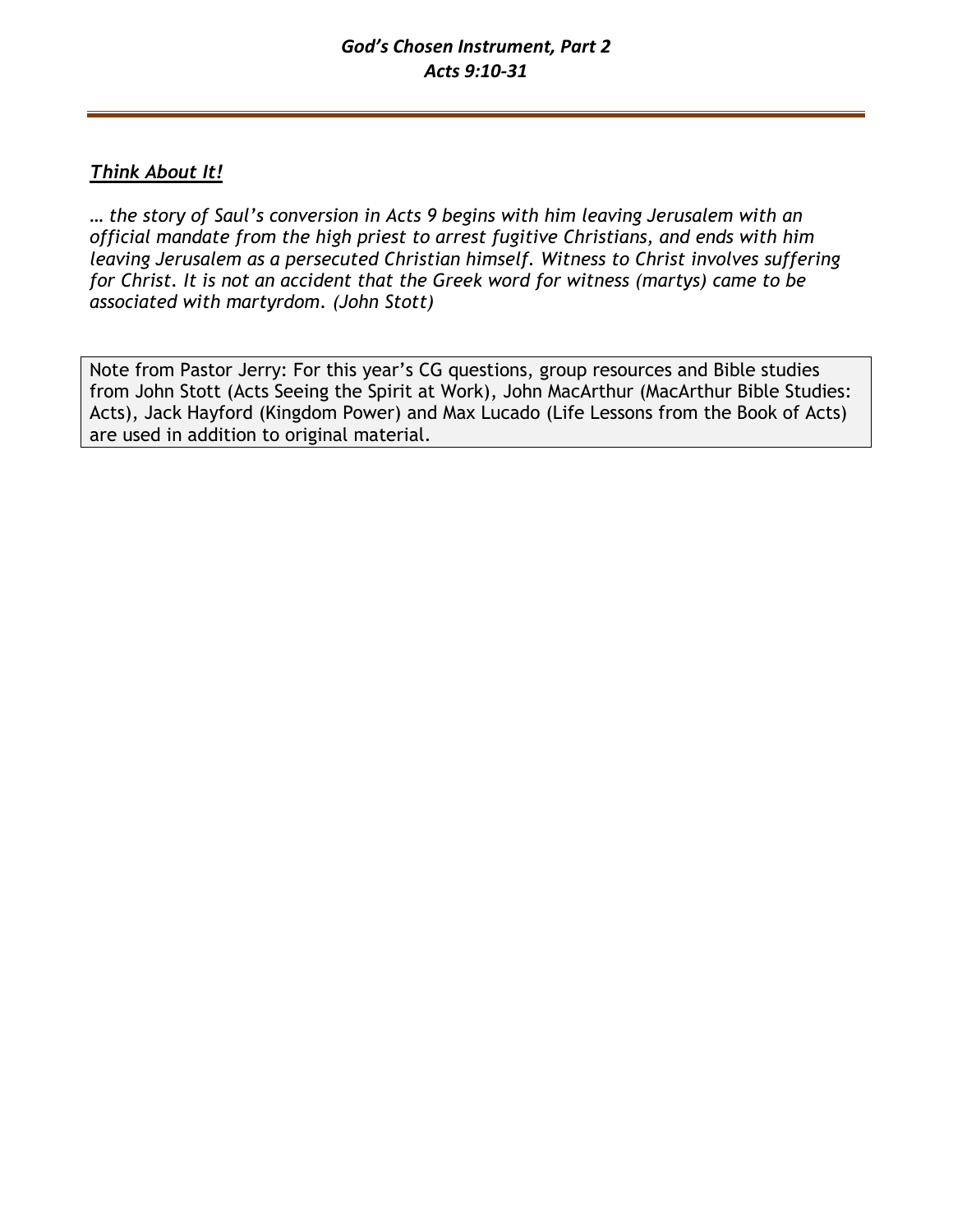*God's Chosen Instrument, Part 2*
*Acts 9:10-31*

---

***Think About It!***

*… the story of Saul's conversion in Acts 9 begins with him leaving Jerusalem with an official mandate from the high priest to arrest fugitive Christians, and ends with him leaving Jerusalem as a persecuted Christian himself. Witness to Christ involves suffering for Christ. It is not an accident that the Greek word for witness (martys) came to be associated with martyrdom. (John Stott)*

Note from Pastor Jerry: For this year's CG questions, group resources and Bible studies from John Stott (Acts Seeing the Spirit at Work), John MacArthur (MacArthur Bible Studies: Acts), Jack Hayford (Kingdom Power) and Max Lucado (Life Lessons from the Book of Acts) are used in addition to original material.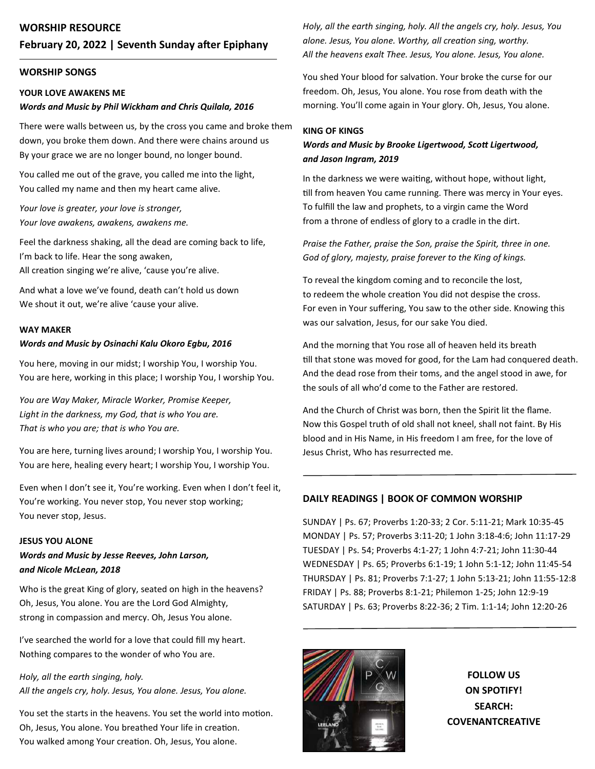## WORSHIP RESOURCE

## February 20, 2022 | Seventh Sunday after Epiphany

### WORSHIP SONGS

**YOUR LOVE AWAKENS ME**
***Words and Music by Phil Wickham and Chris Quilala, 2016***

There were walls between us, by the cross you came and broke them down, you broke them down. And there were chains around us
By your grace we are no longer bound, no longer bound.

You called me out of the grave, you called me into the light,
You called my name and then my heart came alive.

*Your love is greater, your love is stronger,*
*Your love awakens, awakens, awakens me.*

Feel the darkness shaking, all the dead are coming back to life,
I'm back to life. Hear the song awaken,
All creation singing we're alive, 'cause you're alive.

And what a love we've found, death can't hold us down
We shout it out, we're alive 'cause your alive.

**WAY MAKER**
***Words and Music by Osinachi Kalu Okoro Egbu, 2016***

You here, moving in our midst; I worship You, I worship You.
You are here, working in this place; I worship You, I worship You.

*You are Way Maker, Miracle Worker, Promise Keeper,*
*Light in the darkness, my God, that is who You are.*
*That is who you are; that is who You are.*

You are here, turning lives around; I worship You, I worship You.
You are here, healing every heart; I worship You, I worship You.

Even when I don't see it, You're working. Even when I don't feel it,
You're working. You never stop, You never stop working;
You never stop, Jesus.

**JESUS YOU ALONE**
***Words and Music by Jesse Reeves, John Larson, and Nicole McLean, 2018***

Who is the great King of glory, seated on high in the heavens?
Oh, Jesus, You alone. You are the Lord God Almighty,
strong in compassion and mercy. Oh, Jesus You alone.

I've searched the world for a love that could fill my heart.
Nothing compares to the wonder of who You are.

*Holy, all the earth singing, holy.*
*All the angels cry, holy. Jesus, You alone. Jesus, You alone.*

You set the starts in the heavens. You set the world into motion.
Oh, Jesus, You alone. You breathed Your life in creation.
You walked among Your creation. Oh, Jesus, You alone.

*Holy, all the earth singing, holy. All the angels cry, holy. Jesus, You alone. Jesus, You alone. Worthy, all creation sing, worthy.*
*All the heavens exalt Thee. Jesus, You alone. Jesus, You alone.*

You shed Your blood for salvation. Your broke the curse for our freedom. Oh, Jesus, You alone. You rose from death with the morning. You'll come again in Your glory. Oh, Jesus, You alone.

**KING OF KINGS**
***Words and Music by Brooke Ligertwood, Scott Ligertwood, and Jason Ingram, 2019***

In the darkness we were waiting, without hope, without light,
till from heaven You came running. There was mercy in Your eyes.
To fulfill the law and prophets, to a virgin came the Word
from a throne of endless of glory to a cradle in the dirt.

*Praise the Father, praise the Son, praise the Spirit, three in one.*
*God of glory, majesty, praise forever to the King of kings.*

To reveal the kingdom coming and to reconcile the lost,
to redeem the whole creation You did not despise the cross.
For even in Your suffering, You saw to the other side. Knowing this was our salvation, Jesus, for our sake You died.

And the morning that You rose all of heaven held its breath
till that stone was moved for good, for the Lam had conquered death.
And the dead rose from their toms, and the angel stood in awe, for the souls of all who'd come to the Father are restored.

And the Church of Christ was born, then the Spirit lit the flame.
Now this Gospel truth of old shall not kneel, shall not faint. By His blood and in His Name, in His freedom I am free, for the love of Jesus Christ, Who has resurrected me.

---

### DAILY READINGS | BOOK OF COMMON WORSHIP

SUNDAY | Ps. 67; Proverbs 1:20-33; 2 Cor. 5:11-21; Mark 10:35-45
MONDAY | Ps. 57; Proverbs 3:11-20; 1 John 3:18-4:6; John 11:17-29
TUESDAY | Ps. 54; Proverbs 4:1-27; 1 John 4:7-21; John 11:30-44
WEDNESDAY | Ps. 65; Proverbs 6:1-19; 1 John 5:1-12; John 11:45-54
THURSDAY | Ps. 81; Proverbs 7:1-27; 1 John 5:13-21; John 11:55-12:8
FRIDAY | Ps. 88; Proverbs 8:1-21; Philemon 1-25; John 12:9-19
SATURDAY | Ps. 63; Proverbs 8:22-36; 2 Tim. 1:1-14; John 12:20-26

---

**FOLLOW US ON SPOTIFY! SEARCH: COVENANTCREATIVE**